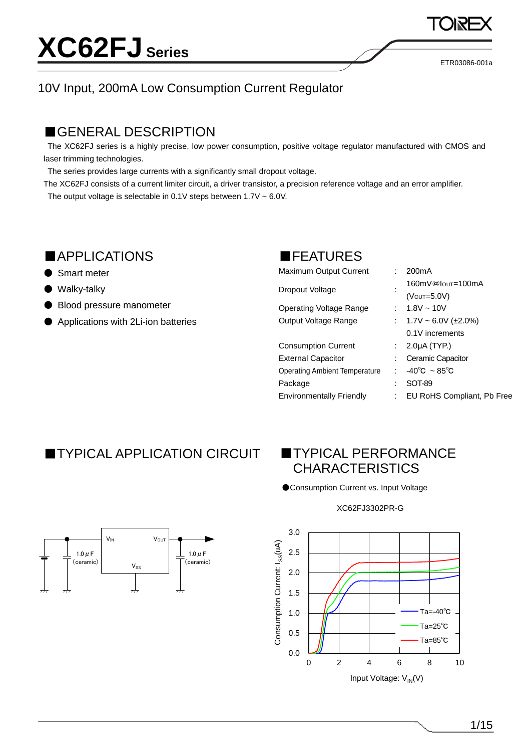# XC62FJ Series

ETR03086-001a

10V Input, 200mA Low Consumption Current Regulator

## ■GENERAL DESCRIPTION

The XC62FJ series is a highly precise, low power consumption, positive voltage regulator manufactured with CMOS and laser trimming technologies.

The series provides large currents with a significantly small dropout voltage.

The XC62FJ consists of a current limiter circuit, a driver transistor, a precision reference voltage and an error amplifier.

The output voltage is selectable in 0.1V steps between 1.7V ~ 6.0V.

## ■APPLICATIONS

- Smart meter
- Walky-talky
- Blood pressure manometer
- Applications with 2Li-ion batteries

## ■FEATURES

| | | |
|---|---|---|
| Maximum Output Current | : | 200mA |
| Dropout Voltage | : | 160mV@$I_{OUT}$=100mA ($V_{OUT}$=5.0V) |
| Operating Voltage Range | : | 1.8V ~ 10V |
| Output Voltage Range | : | 1.7V ~ 6.0V (±2.0%) 0.1V increments |
| Consumption Current | : | 2.0μA (TYP.) |
| External Capacitor | : | Ceramic Capacitor |
| Operating Ambient Temperature | : | -40℃ ~ 85℃ |
| Package | : | SOT-89 |
| Environmentally Friendly | : | EU RoHS Compliant, Pb Free |

## ■TYPICAL APPLICATION CIRCUIT

$V_{IN}$ — 1.0μF (ceramic); $V_{OUT}$ — 1.0μF (ceramic); $V_{SS}$

## ■TYPICAL PERFORMANCE CHARACTERISTICS

●Consumption Current vs. Input Voltage

XC62FJ3302PR-G

Consumption Current: $I_{SS}$(uA) vs. Input Voltage: $V_{IN}$(V); Ta=-40℃, Ta=25℃, Ta=85℃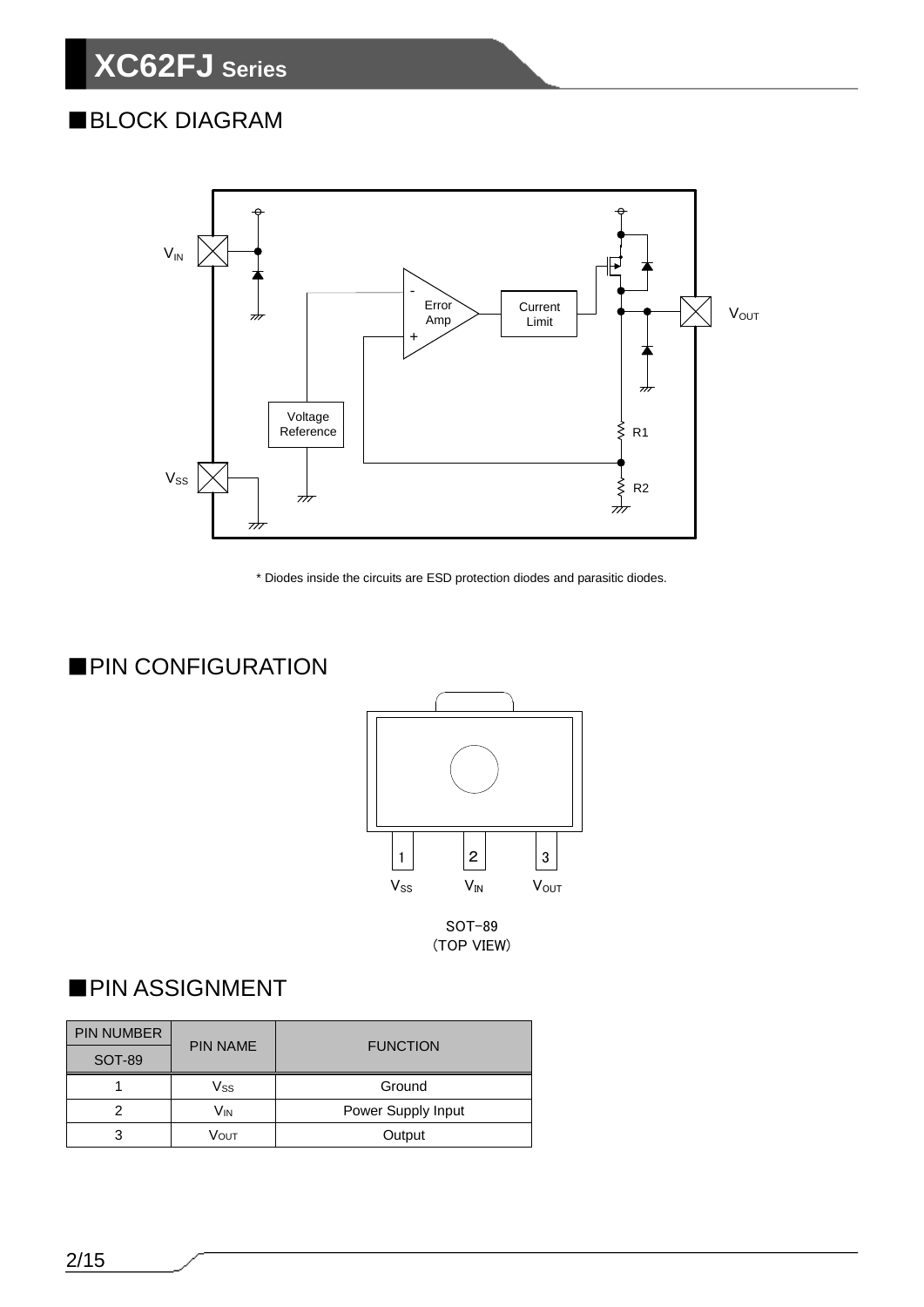## ■BLOCK DIAGRAM

* Diodes inside the circuits are ESD protection diodes and parasitic diodes.

## ■PIN CONFIGURATION

SOT-89
(TOP VIEW)

## ■PIN ASSIGNMENT

| PIN NUMBER | PIN NAME | FUNCTION |
|---|---|---|
| SOT-89 | | |
| 1 | $V_{SS}$ | Ground |
| 2 | $V_{IN}$ | Power Supply Input |
| 3 | $V_{OUT}$ | Output |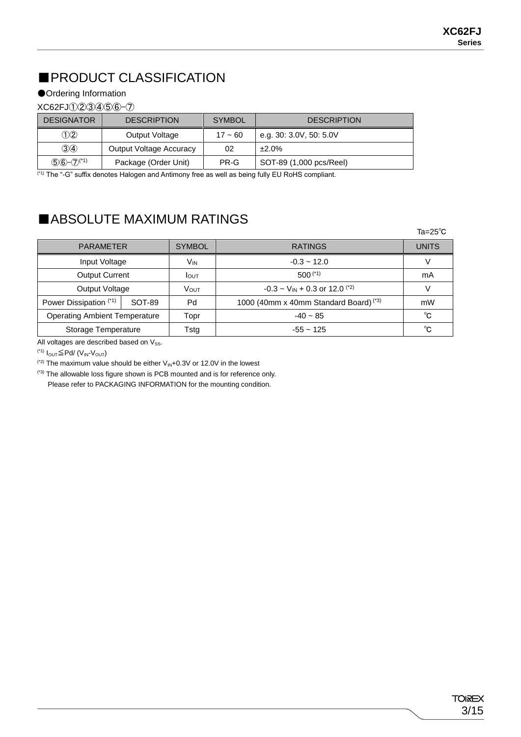## ■PRODUCT CLASSIFICATION

●Ordering Information

XC62FJ①②③④⑤⑥-⑦

| DESIGNATOR | DESCRIPTION | SYMBOL | DESCRIPTION |
|---|---|---|---|
| ①② | Output Voltage | 17 ~ 60 | e.g. 30: 3.0V, 50: 5.0V |
| ③④ | Output Voltage Accuracy | 02 | ±2.0% |
| ⑤⑥-⑦(*1) | Package (Order Unit) | PR-G | SOT-89 (1,000 pcs/Reel) |

(*1) The "-G" suffix denotes Halogen and Antimony free as well as being fully EU RoHS compliant.

## ■ABSOLUTE MAXIMUM RATINGS

Ta=25℃

| PARAMETER | | SYMBOL | RATINGS | UNITS |
|---|---|---|---|---|
| Input Voltage | | $V_{IN}$ | -0.3 ~ 12.0 | V |
| Output Current | | $I_{OUT}$ | 500 (*1) | mA |
| Output Voltage | | $V_{OUT}$ | -0.3 ~ $V_{IN}$ + 0.3 or 12.0 (*2) | V |
| Power Dissipation (*1) | SOT-89 | Pd | 1000 (40mm x 40mm Standard Board) (*3) | mW |
| Operating Ambient Temperature | | Topr | -40 ~ 85 | ℃ |
| Storage Temperature | | Tstg | -55 ~ 125 | ℃ |

All voltages are described based on $V_{SS}$.

(*1) $I_{OUT} \leqq Pd / (V_{IN} - V_{OUT})$

(*2) The maximum value should be either $V_{IN}$+0.3V or 12.0V in the lowest

(*3) The allowable loss figure shown is PCB mounted and is for reference only.
Please refer to PACKAGING INFORMATION for the mounting condition.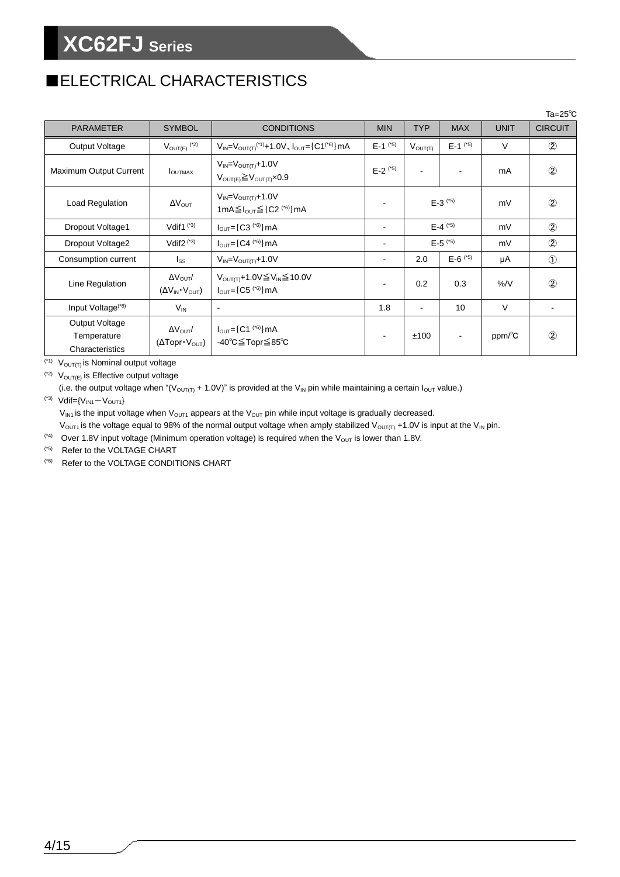## ■ELECTRICAL CHARACTERISTICS

Ta=25℃

| PARAMETER | SYMBOL | CONDITIONS | MIN | TYP | MAX | UNIT | CIRCUIT |
|---|---|---|---|---|---|---|---|
| Output Voltage | $V_{OUT(E)}$ (*2) | $V_{IN}=V_{OUT(T)}$(*1)+1.0V、$I_{OUT}$=｛C1(*6)｝mA | E-1 (*5) | $V_{OUT(T)}$ | E-1 (*5) | V | ② |
| Maximum Output Current | $I_{OUTMAX}$ | $V_{IN}=V_{OUT(T)}$+1.0V<br>$V_{OUT(E)} \geqq V_{OUT(T)} \times 0.9$ | E-2 (*5) | - | - | mA | ② |
| Load Regulation | $\Delta V_{OUT}$ | $V_{IN}=V_{OUT(T)}$+1.0V<br>1mA≦$I_{OUT}$≦｛C2 (*6)｝mA | - | E-3 (*5) | | mV | ② |
| Dropout Voltage1 | Vdif1 (*3) | $I_{OUT}$=｛C3 (*6)｝mA | - | E-4 (*5) | | mV | ② |
| Dropout Voltage2 | Vdif2 (*3) | $I_{OUT}$=｛C4 (*6)｝mA | - | E-5 (*5) | | mV | ② |
| Consumption current | $I_{SS}$ | $V_{IN}=V_{OUT(T)}$+1.0V | - | 2.0 | E-6 (*5) | μA | ① |
| Line Regulation | $\Delta V_{OUT}$/ ($\Delta V_{IN} \cdot V_{OUT}$) | $V_{OUT(T)}$+1.0V≦$V_{IN}$≦10.0V<br>$I_{OUT}$=｛C5 (*6)｝mA | - | 0.2 | 0.3 | %/V | ② |
| Input Voltage(*6) | $V_{IN}$ | - | 1.8 | - | 10 | V | - |
| Output Voltage Temperature Characteristics | $\Delta V_{OUT}$/ ($\Delta$Topr$\cdot V_{OUT}$) | $I_{OUT}$=｛C1 (*6)｝mA<br>-40℃≦Topr≦85℃ | - | ±100 | - | ppm/℃ | ② |

(*1) $V_{OUT(T)}$ is Nominal output voltage

(*2) $V_{OUT(E)}$ is Effective output voltage
(i.e. the output voltage when "($V_{OUT(T)}$ + 1.0V)" is provided at the $V_{IN}$ pin while maintaining a certain $I_{OUT}$ value.)

(*3) Vdif=$\{V_{IN1} - V_{OUT1}\}$
$V_{IN1}$ is the input voltage when $V_{OUT1}$ appears at the $V_{OUT}$ pin while input voltage is gradually decreased.
$V_{OUT1}$ is the voltage equal to 98% of the normal output voltage when amply stabilized $V_{OUT(T)}$ +1.0V is input at the $V_{IN}$ pin.

(*4) Over 1.8V input voltage (Minimum operation voltage) is required when the $V_{OUT}$ is lower than 1.8V.

(*5) Refer to the VOLTAGE CHART

(*6) Refer to the VOLTAGE CONDITIONS CHART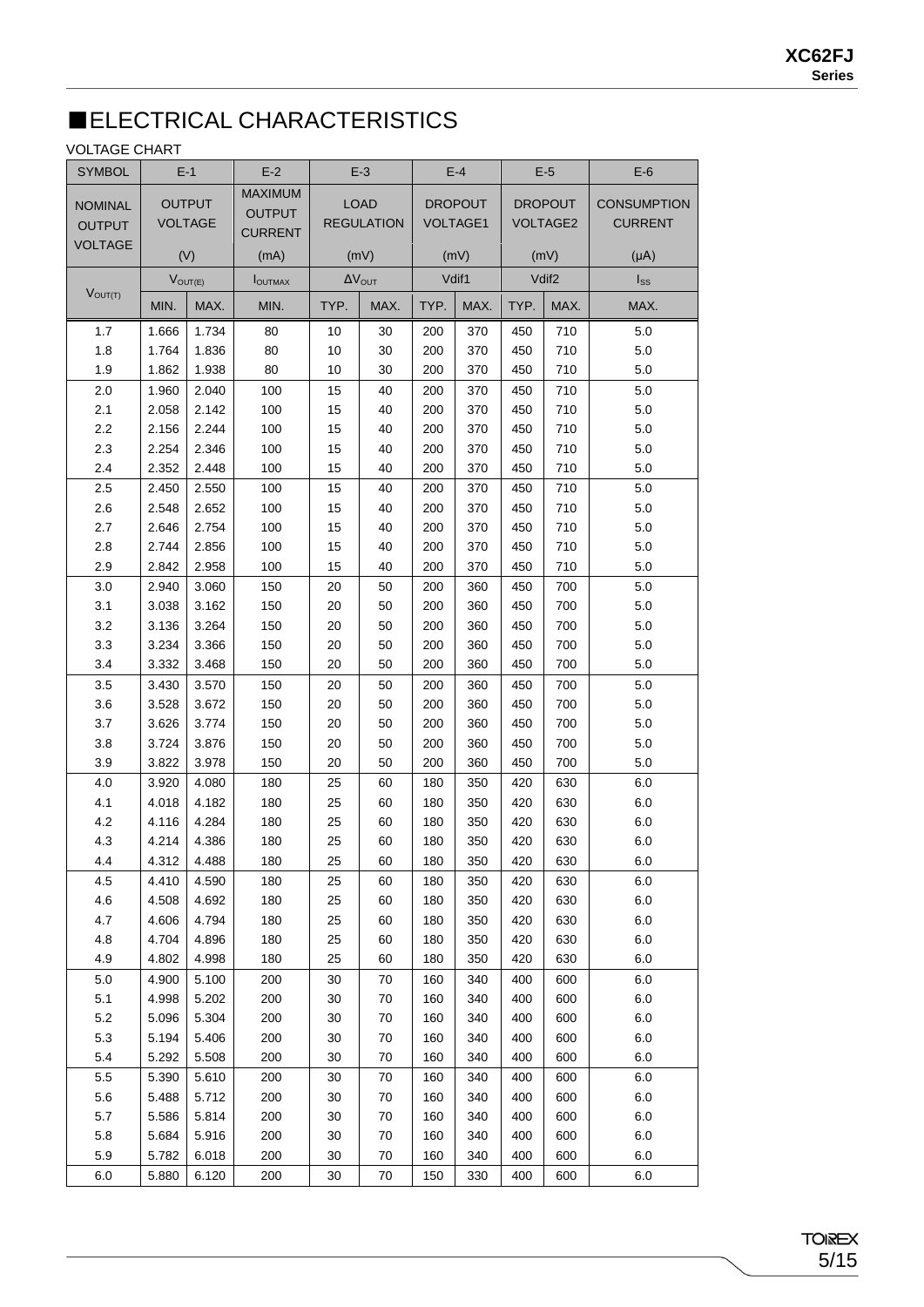## ■ELECTRICAL CHARACTERISTICS

VOLTAGE CHART

| SYMBOL | E-1 | | E-2 | E-3 | | E-4 | | E-5 | | E-6 |
|---|---|---|---|---|---|---|---|---|---|---|
| NOMINAL OUTPUT VOLTAGE | OUTPUT VOLTAGE (V) | | MAXIMUM OUTPUT CURRENT (mA) | LOAD REGULATION (mV) | | DROPOUT VOLTAGE1 (mV) | | DROPOUT VOLTAGE2 (mV) | | CONSUMPTION CURRENT (μA) |
| $V_{OUT(T)}$ | $V_{OUT(E)}$ | | $I_{OUTMAX}$ | $\Delta V_{OUT}$ | | Vdif1 | | Vdif2 | | $I_{SS}$ |
| | MIN. | MAX. | MIN. | TYP. | MAX. | TYP. | MAX. | TYP. | MAX. | MAX. |
| 1.7 | 1.666 | 1.734 | 80 | 10 | 30 | 200 | 370 | 450 | 710 | 5.0 |
| 1.8 | 1.764 | 1.836 | 80 | 10 | 30 | 200 | 370 | 450 | 710 | 5.0 |
| 1.9 | 1.862 | 1.938 | 80 | 10 | 30 | 200 | 370 | 450 | 710 | 5.0 |
| 2.0 | 1.960 | 2.040 | 100 | 15 | 40 | 200 | 370 | 450 | 710 | 5.0 |
| 2.1 | 2.058 | 2.142 | 100 | 15 | 40 | 200 | 370 | 450 | 710 | 5.0 |
| 2.2 | 2.156 | 2.244 | 100 | 15 | 40 | 200 | 370 | 450 | 710 | 5.0 |
| 2.3 | 2.254 | 2.346 | 100 | 15 | 40 | 200 | 370 | 450 | 710 | 5.0 |
| 2.4 | 2.352 | 2.448 | 100 | 15 | 40 | 200 | 370 | 450 | 710 | 5.0 |
| 2.5 | 2.450 | 2.550 | 100 | 15 | 40 | 200 | 370 | 450 | 710 | 5.0 |
| 2.6 | 2.548 | 2.652 | 100 | 15 | 40 | 200 | 370 | 450 | 710 | 5.0 |
| 2.7 | 2.646 | 2.754 | 100 | 15 | 40 | 200 | 370 | 450 | 710 | 5.0 |
| 2.8 | 2.744 | 2.856 | 100 | 15 | 40 | 200 | 370 | 450 | 710 | 5.0 |
| 2.9 | 2.842 | 2.958 | 100 | 15 | 40 | 200 | 370 | 450 | 710 | 5.0 |
| 3.0 | 2.940 | 3.060 | 150 | 20 | 50 | 200 | 360 | 450 | 700 | 5.0 |
| 3.1 | 3.038 | 3.162 | 150 | 20 | 50 | 200 | 360 | 450 | 700 | 5.0 |
| 3.2 | 3.136 | 3.264 | 150 | 20 | 50 | 200 | 360 | 450 | 700 | 5.0 |
| 3.3 | 3.234 | 3.366 | 150 | 20 | 50 | 200 | 360 | 450 | 700 | 5.0 |
| 3.4 | 3.332 | 3.468 | 150 | 20 | 50 | 200 | 360 | 450 | 700 | 5.0 |
| 3.5 | 3.430 | 3.570 | 150 | 20 | 50 | 200 | 360 | 450 | 700 | 5.0 |
| 3.6 | 3.528 | 3.672 | 150 | 20 | 50 | 200 | 360 | 450 | 700 | 5.0 |
| 3.7 | 3.626 | 3.774 | 150 | 20 | 50 | 200 | 360 | 450 | 700 | 5.0 |
| 3.8 | 3.724 | 3.876 | 150 | 20 | 50 | 200 | 360 | 450 | 700 | 5.0 |
| 3.9 | 3.822 | 3.978 | 150 | 20 | 50 | 200 | 360 | 450 | 700 | 5.0 |
| 4.0 | 3.920 | 4.080 | 180 | 25 | 60 | 180 | 350 | 420 | 630 | 6.0 |
| 4.1 | 4.018 | 4.182 | 180 | 25 | 60 | 180 | 350 | 420 | 630 | 6.0 |
| 4.2 | 4.116 | 4.284 | 180 | 25 | 60 | 180 | 350 | 420 | 630 | 6.0 |
| 4.3 | 4.214 | 4.386 | 180 | 25 | 60 | 180 | 350 | 420 | 630 | 6.0 |
| 4.4 | 4.312 | 4.488 | 180 | 25 | 60 | 180 | 350 | 420 | 630 | 6.0 |
| 4.5 | 4.410 | 4.590 | 180 | 25 | 60 | 180 | 350 | 420 | 630 | 6.0 |
| 4.6 | 4.508 | 4.692 | 180 | 25 | 60 | 180 | 350 | 420 | 630 | 6.0 |
| 4.7 | 4.606 | 4.794 | 180 | 25 | 60 | 180 | 350 | 420 | 630 | 6.0 |
| 4.8 | 4.704 | 4.896 | 180 | 25 | 60 | 180 | 350 | 420 | 630 | 6.0 |
| 4.9 | 4.802 | 4.998 | 180 | 25 | 60 | 180 | 350 | 420 | 630 | 6.0 |
| 5.0 | 4.900 | 5.100 | 200 | 30 | 70 | 160 | 340 | 400 | 600 | 6.0 |
| 5.1 | 4.998 | 5.202 | 200 | 30 | 70 | 160 | 340 | 400 | 600 | 6.0 |
| 5.2 | 5.096 | 5.304 | 200 | 30 | 70 | 160 | 340 | 400 | 600 | 6.0 |
| 5.3 | 5.194 | 5.406 | 200 | 30 | 70 | 160 | 340 | 400 | 600 | 6.0 |
| 5.4 | 5.292 | 5.508 | 200 | 30 | 70 | 160 | 340 | 400 | 600 | 6.0 |
| 5.5 | 5.390 | 5.610 | 200 | 30 | 70 | 160 | 340 | 400 | 600 | 6.0 |
| 5.6 | 5.488 | 5.712 | 200 | 30 | 70 | 160 | 340 | 400 | 600 | 6.0 |
| 5.7 | 5.586 | 5.814 | 200 | 30 | 70 | 160 | 340 | 400 | 600 | 6.0 |
| 5.8 | 5.684 | 5.916 | 200 | 30 | 70 | 160 | 340 | 400 | 600 | 6.0 |
| 5.9 | 5.782 | 6.018 | 200 | 30 | 70 | 160 | 340 | 400 | 600 | 6.0 |
| 6.0 | 5.880 | 6.120 | 200 | 30 | 70 | 150 | 330 | 400 | 600 | 6.0 |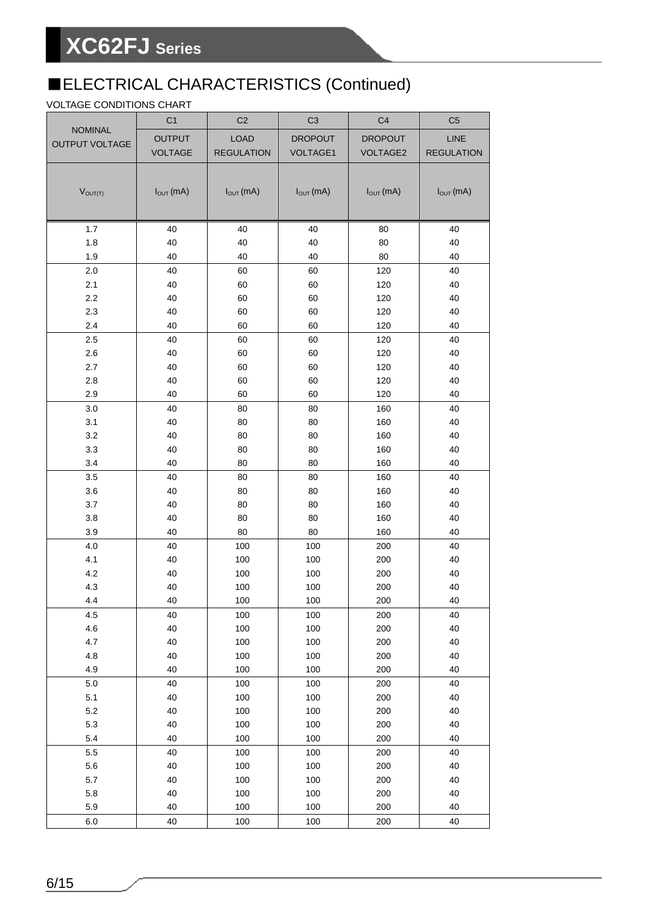## ■ELECTRICAL CHARACTERISTICS (Continued)

VOLTAGE CONDITIONS CHART

| NOMINAL OUTPUT VOLTAGE | C1 | C2 | C3 | C4 | C5 |
|---|---|---|---|---|---|
| | OUTPUT VOLTAGE | LOAD REGULATION | DROPOUT VOLTAGE1 | DROPOUT VOLTAGE2 | LINE REGULATION |
| $V_{OUT(T)}$ | $I_{OUT}$ (mA) | $I_{OUT}$ (mA) | $I_{OUT}$ (mA) | $I_{OUT}$ (mA) | $I_{OUT}$ (mA) |
| 1.7 | 40 | 40 | 40 | 80 | 40 |
| 1.8 | 40 | 40 | 40 | 80 | 40 |
| 1.9 | 40 | 40 | 40 | 80 | 40 |
| 2.0 | 40 | 60 | 60 | 120 | 40 |
| 2.1 | 40 | 60 | 60 | 120 | 40 |
| 2.2 | 40 | 60 | 60 | 120 | 40 |
| 2.3 | 40 | 60 | 60 | 120 | 40 |
| 2.4 | 40 | 60 | 60 | 120 | 40 |
| 2.5 | 40 | 60 | 60 | 120 | 40 |
| 2.6 | 40 | 60 | 60 | 120 | 40 |
| 2.7 | 40 | 60 | 60 | 120 | 40 |
| 2.8 | 40 | 60 | 60 | 120 | 40 |
| 2.9 | 40 | 60 | 60 | 120 | 40 |
| 3.0 | 40 | 80 | 80 | 160 | 40 |
| 3.1 | 40 | 80 | 80 | 160 | 40 |
| 3.2 | 40 | 80 | 80 | 160 | 40 |
| 3.3 | 40 | 80 | 80 | 160 | 40 |
| 3.4 | 40 | 80 | 80 | 160 | 40 |
| 3.5 | 40 | 80 | 80 | 160 | 40 |
| 3.6 | 40 | 80 | 80 | 160 | 40 |
| 3.7 | 40 | 80 | 80 | 160 | 40 |
| 3.8 | 40 | 80 | 80 | 160 | 40 |
| 3.9 | 40 | 80 | 80 | 160 | 40 |
| 4.0 | 40 | 100 | 100 | 200 | 40 |
| 4.1 | 40 | 100 | 100 | 200 | 40 |
| 4.2 | 40 | 100 | 100 | 200 | 40 |
| 4.3 | 40 | 100 | 100 | 200 | 40 |
| 4.4 | 40 | 100 | 100 | 200 | 40 |
| 4.5 | 40 | 100 | 100 | 200 | 40 |
| 4.6 | 40 | 100 | 100 | 200 | 40 |
| 4.7 | 40 | 100 | 100 | 200 | 40 |
| 4.8 | 40 | 100 | 100 | 200 | 40 |
| 4.9 | 40 | 100 | 100 | 200 | 40 |
| 5.0 | 40 | 100 | 100 | 200 | 40 |
| 5.1 | 40 | 100 | 100 | 200 | 40 |
| 5.2 | 40 | 100 | 100 | 200 | 40 |
| 5.3 | 40 | 100 | 100 | 200 | 40 |
| 5.4 | 40 | 100 | 100 | 200 | 40 |
| 5.5 | 40 | 100 | 100 | 200 | 40 |
| 5.6 | 40 | 100 | 100 | 200 | 40 |
| 5.7 | 40 | 100 | 100 | 200 | 40 |
| 5.8 | 40 | 100 | 100 | 200 | 40 |
| 5.9 | 40 | 100 | 100 | 200 | 40 |
| 6.0 | 40 | 100 | 100 | 200 | 40 |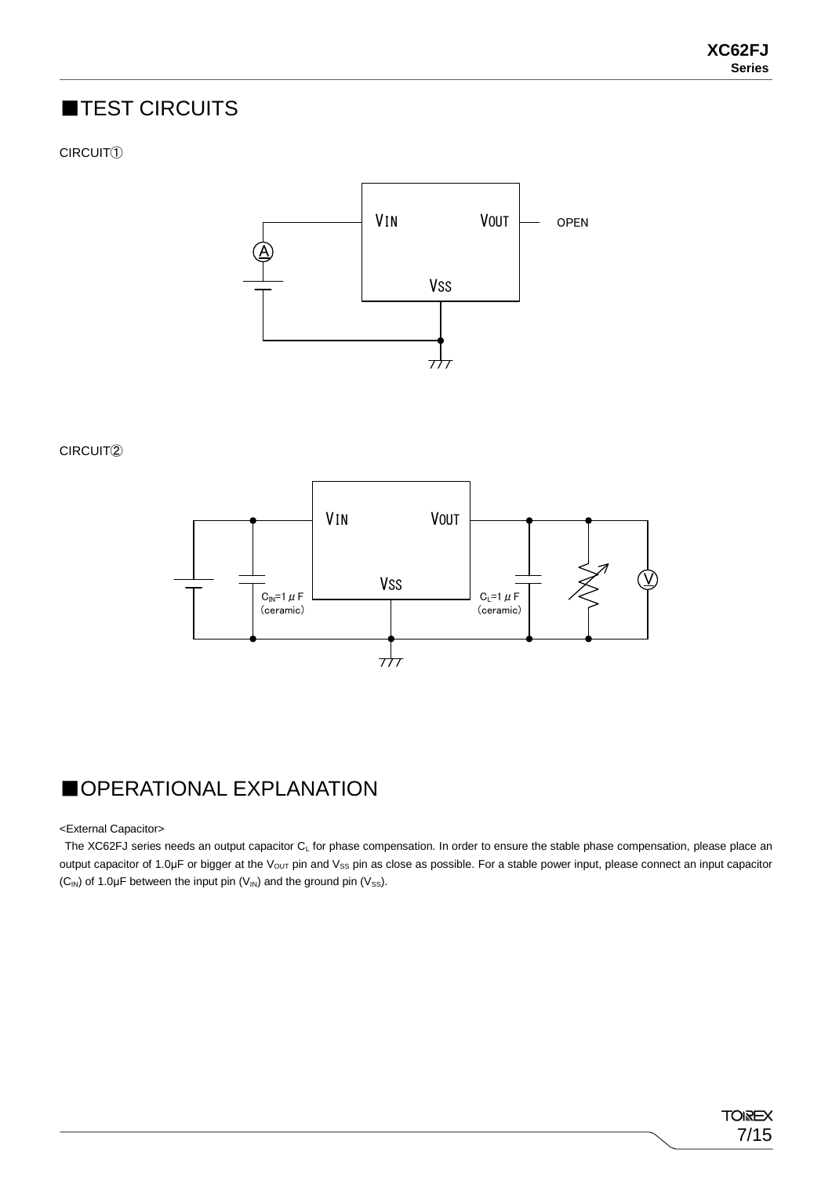## ■TEST CIRCUITS

CIRCUIT①

VIN VOUT OPEN

VSS

CIRCUIT②

VIN VOUT

VSS

$C_{IN}$=1 μF (ceramic)

$C_L$=1 μF (ceramic)

## ■OPERATIONAL EXPLANATION

<External Capacitor>

The XC62FJ series needs an output capacitor $C_L$ for phase compensation. In order to ensure the stable phase compensation, please place an output capacitor of 1.0μF or bigger at the $V_{OUT}$ pin and $V_{SS}$ pin as close as possible. For a stable power input, please connect an input capacitor ($C_{IN}$) of 1.0μF between the input pin ($V_{IN}$) and the ground pin ($V_{SS}$).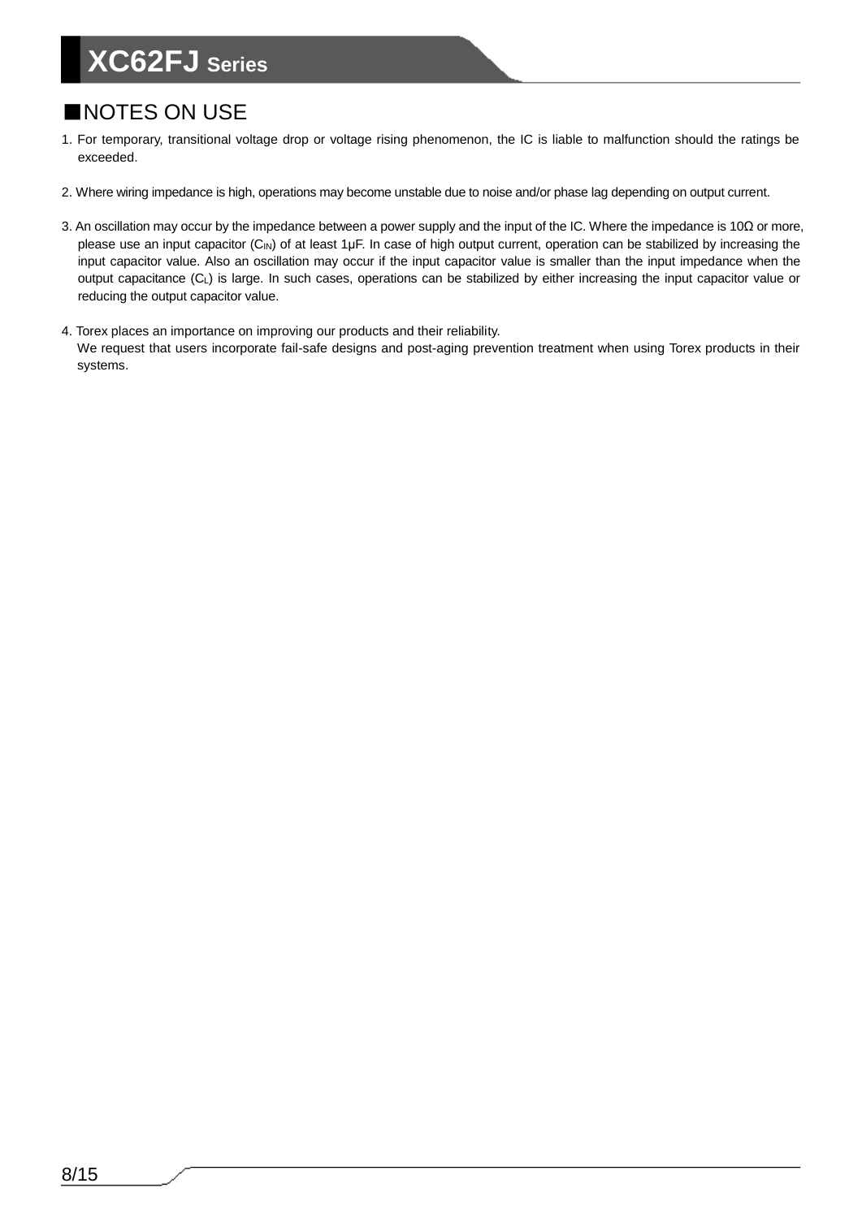## ■NOTES ON USE

1. For temporary, transitional voltage drop or voltage rising phenomenon, the IC is liable to malfunction should the ratings be exceeded.

2. Where wiring impedance is high, operations may become unstable due to noise and/or phase lag depending on output current.

3. An oscillation may occur by the impedance between a power supply and the input of the IC. Where the impedance is 10Ω or more, please use an input capacitor ($C_{IN}$) of at least 1μF. In case of high output current, operation can be stabilized by increasing the input capacitor value. Also an oscillation may occur if the input capacitor value is smaller than the input impedance when the output capacitance ($C_L$) is large. In such cases, operations can be stabilized by either increasing the input capacitor value or reducing the output capacitor value.

4. Torex places an importance on improving our products and their reliability.
   We request that users incorporate fail-safe designs and post-aging prevention treatment when using Torex products in their systems.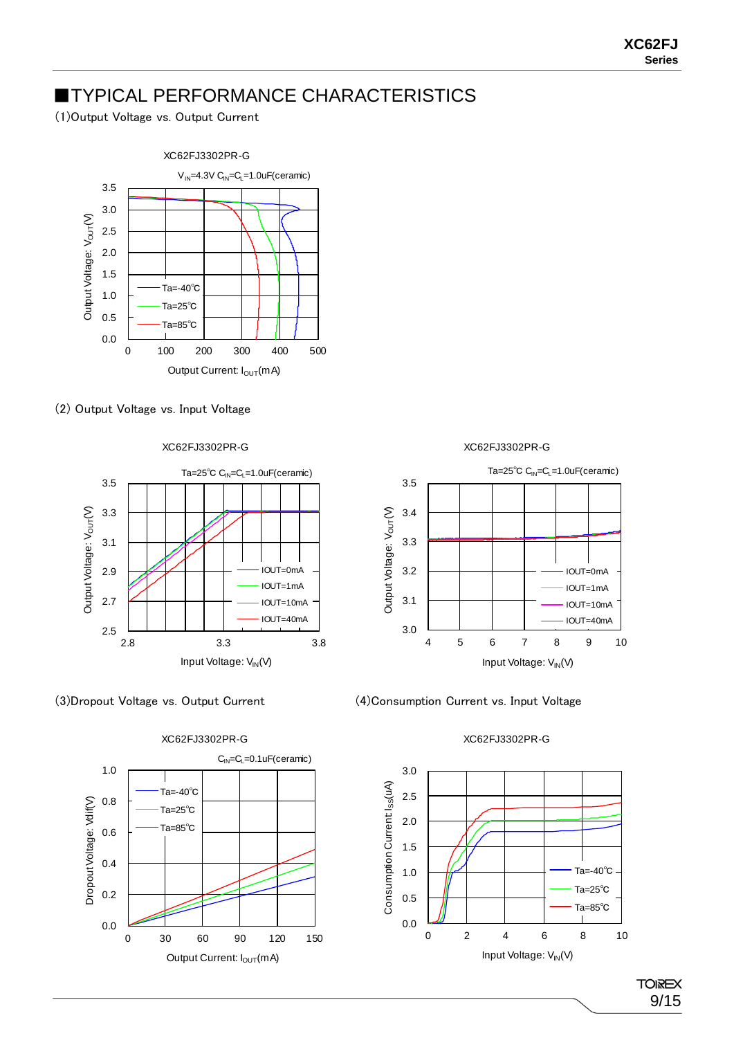## ■TYPICAL PERFORMANCE CHARACTERISTICS

(1)Output Voltage vs. Output Current

XC62FJ3302PR-G

$V_{IN}$=4.3V $C_{IN}$=$C_L$=1.0uF(ceramic)

(2) Output Voltage vs. Input Voltage

XC62FJ3302PR-G

Ta=25℃ $C_{IN}$=$C_L$=1.0uF(ceramic)

XC62FJ3302PR-G

Ta=25℃ $C_{IN}$=$C_L$=1.0uF(ceramic)

(3)Dropout Voltage vs. Output Current

XC62FJ3302PR-G

$C_{IN}$=$C_L$=0.1uF(ceramic)

(4)Consumption Current vs. Input Voltage

XC62FJ3302PR-G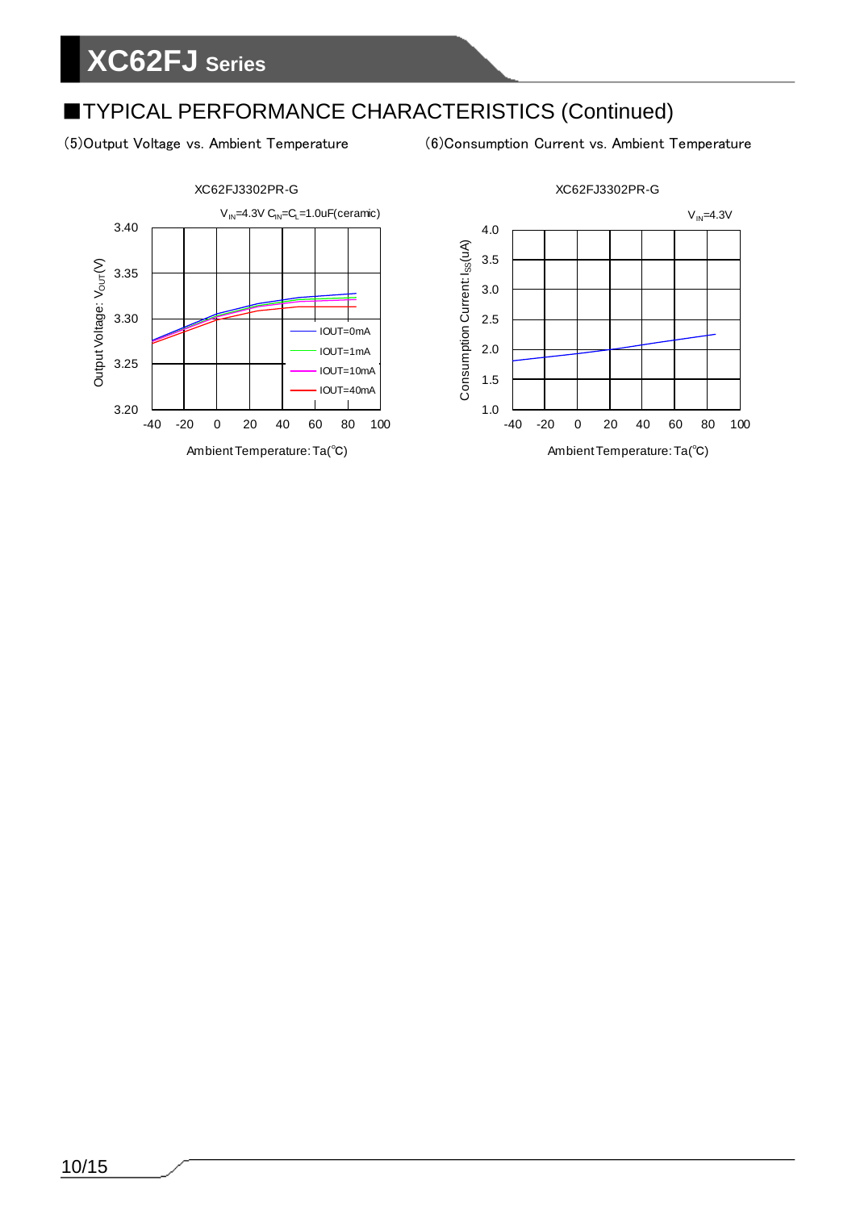## ■TYPICAL PERFORMANCE CHARACTERISTICS (Continued)

(5)Output Voltage vs. Ambient Temperature

XC62FJ3302PR-G

$V_{IN}$=4.3V $C_{IN}$=$C_L$=1.0uF(ceramic)

Output Voltage: $V_{OUT}$(V)

IOUT=0mA
IOUT=1mA
IOUT=10mA
IOUT=40mA

Ambient Temperature: Ta(℃)

(6)Consumption Current vs. Ambient Temperature

XC62FJ3302PR-G

$V_{IN}$=4.3V

Consumption Current: $I_{SS}$(uA)

Ambient Temperature: Ta(℃)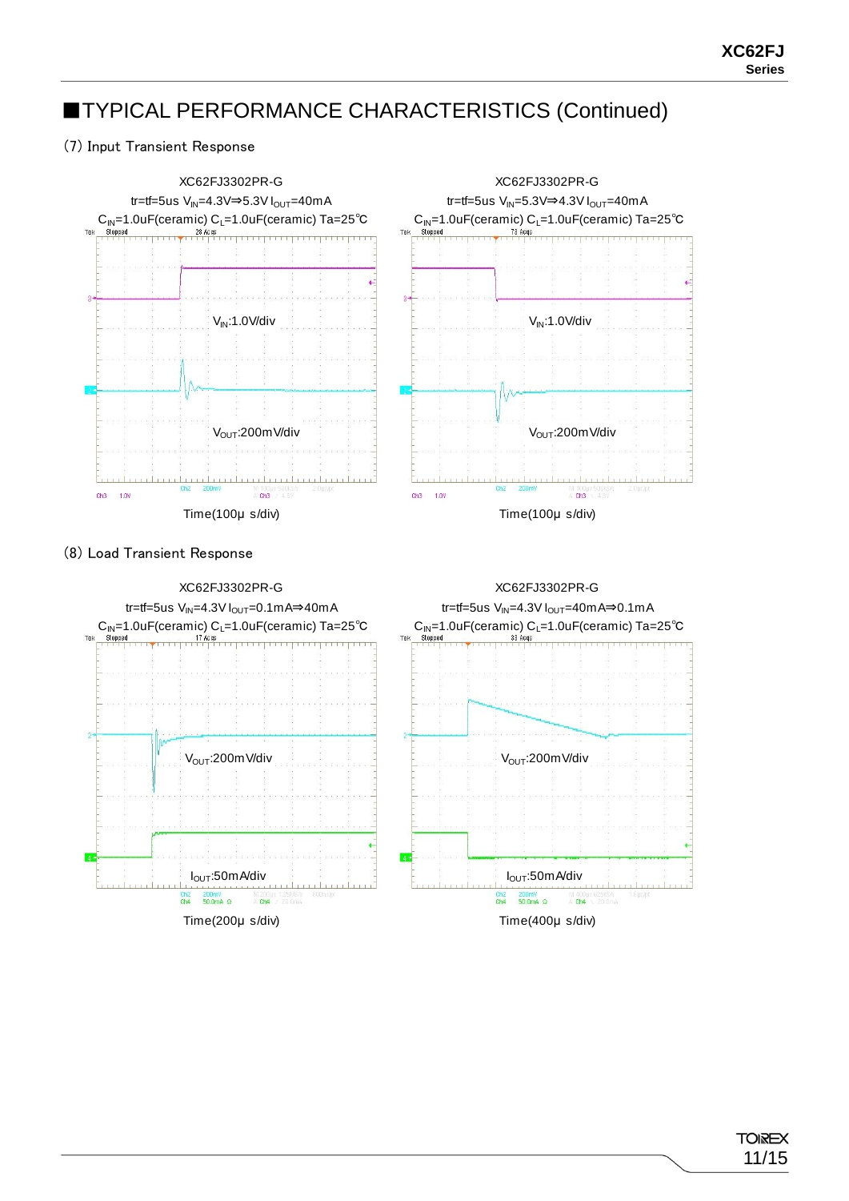## ■TYPICAL PERFORMANCE CHARACTERISTICS (Continued)

(7) Input Transient Response

XC62FJ3302PR-G

tr=tf=5us $V_{IN}$=4.3V⇒5.3V $I_{OUT}$=40mA

$C_{IN}$=1.0uF(ceramic) $C_L$=1.0uF(ceramic) Ta=25℃

$V_{IN}$:1.0V/div

$V_{OUT}$:200mV/div

Time(100μ s/div)

XC62FJ3302PR-G

tr=tf=5us $V_{IN}$=5.3V⇒4.3V $I_{OUT}$=40mA

$C_{IN}$=1.0uF(ceramic) $C_L$=1.0uF(ceramic) Ta=25℃

$V_{IN}$:1.0V/div

$V_{OUT}$:200mV/div

Time(100μ s/div)

(8) Load Transient Response

XC62FJ3302PR-G

tr=tf=5us $V_{IN}$=4.3V $I_{OUT}$=0.1mA⇒40mA

$C_{IN}$=1.0uF(ceramic) $C_L$=1.0uF(ceramic) Ta=25℃

$V_{OUT}$:200mV/div

$I_{OUT}$:50mA/div

Time(200μ s/div)

XC62FJ3302PR-G

tr=tf=5us $V_{IN}$=4.3V $I_{OUT}$=40mA⇒0.1mA

$C_{IN}$=1.0uF(ceramic) $C_L$=1.0uF(ceramic) Ta=25℃

$V_{OUT}$:200mV/div

$I_{OUT}$:50mA/div

Time(400μ s/div)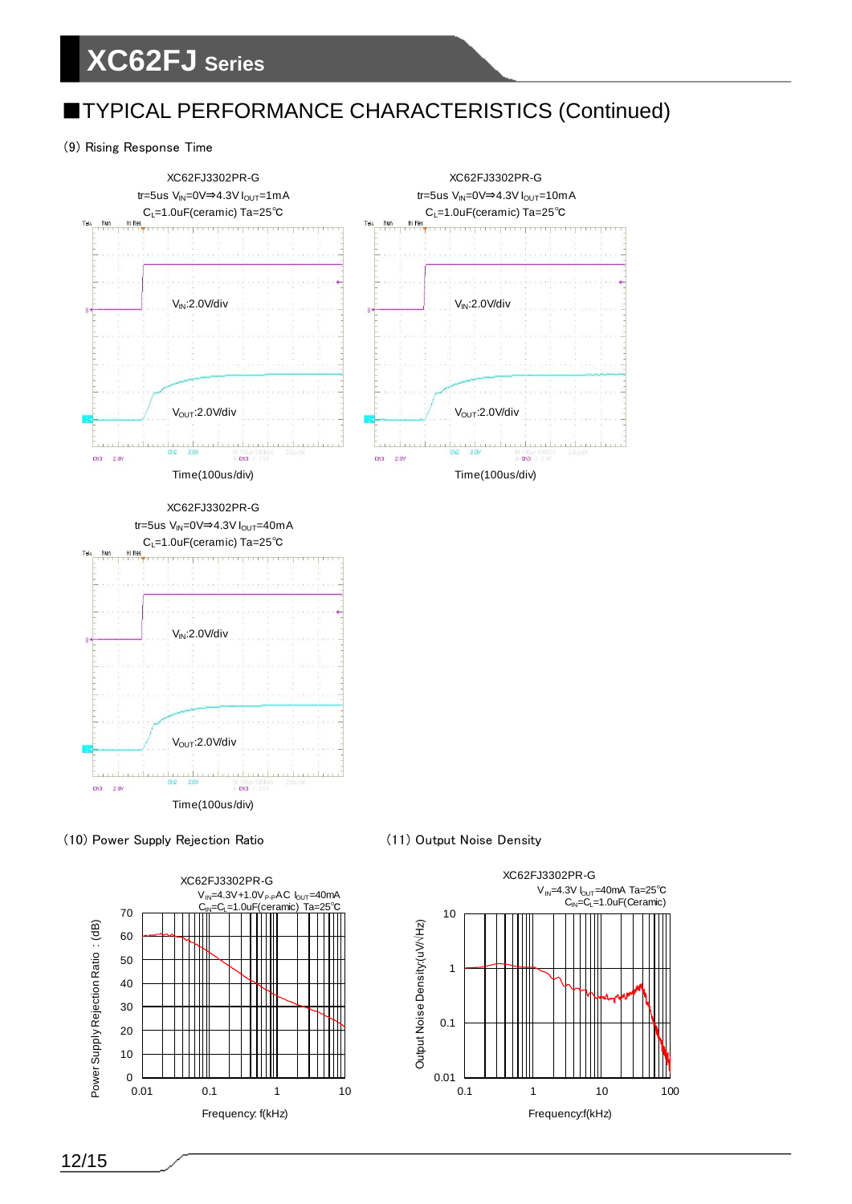## ■TYPICAL PERFORMANCE CHARACTERISTICS (Continued)

(9) Rising Response Time

XC62FJ3302PR-G
tr=5us $V_{IN}$=0V⇒4.3V $I_{OUT}$=1mA
$C_L$=1.0uF(ceramic) Ta=25℃

$V_{IN}$:2.0V/div

$V_{OUT}$:2.0V/div

Time(100us/div)

XC62FJ3302PR-G
tr=5us $V_{IN}$=0V⇒4.3V $I_{OUT}$=10mA
$C_L$=1.0uF(ceramic) Ta=25℃

$V_{IN}$:2.0V/div

$V_{OUT}$:2.0V/div

Time(100us/div)

XC62FJ3302PR-G
tr=5us $V_{IN}$=0V⇒4.3V $I_{OUT}$=40mA
$C_L$=1.0uF(ceramic) Ta=25℃

$V_{IN}$:2.0V/div

$V_{OUT}$:2.0V/div

Time(100us/div)

(10) Power Supply Rejection Ratio

XC62FJ3302PR-G
$V_{IN}$=4.3V+1.0$V_{P-P}$AC $I_{OUT}$=40mA
$C_{IN}$=$C_L$=1.0uF(ceramic) Ta=25℃

Power Supply Rejection Ratio : (dB)

Frequency: f(kHz)

(11) Output Noise Density

XC62FJ3302PR-G
$V_{IN}$=4.3V $I_{OUT}$=40mA Ta=25℃
$C_{IN}$=$C_L$=1.0uF(Ceramic)

Output Noise Density:(uV/√Hz)

Frequency:f(kHz)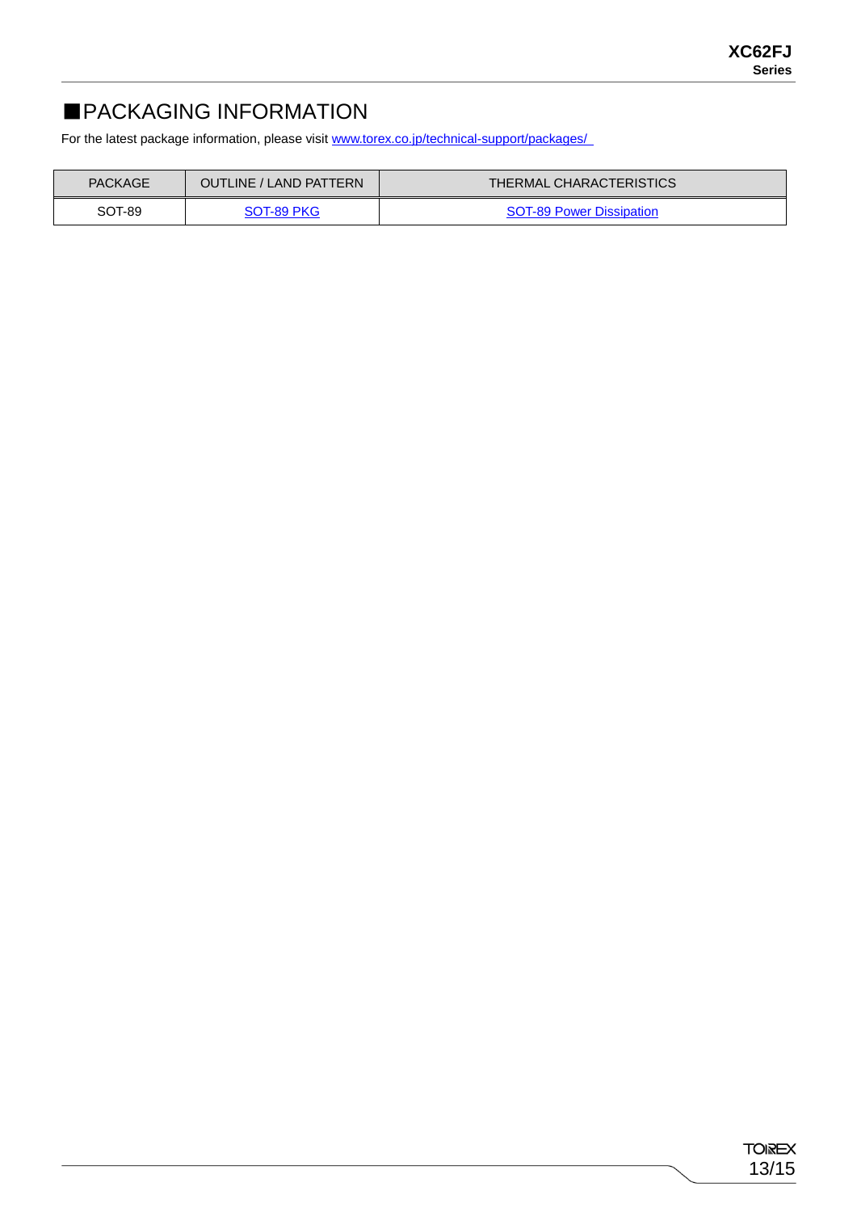## ■PACKAGING INFORMATION

For the latest package information, please visit www.torex.co.jp/technical-support/packages/

| PACKAGE | OUTLINE / LAND PATTERN | THERMAL CHARACTERISTICS |
|---|---|---|
| SOT-89 | SOT-89 PKG | SOT-89 Power Dissipation |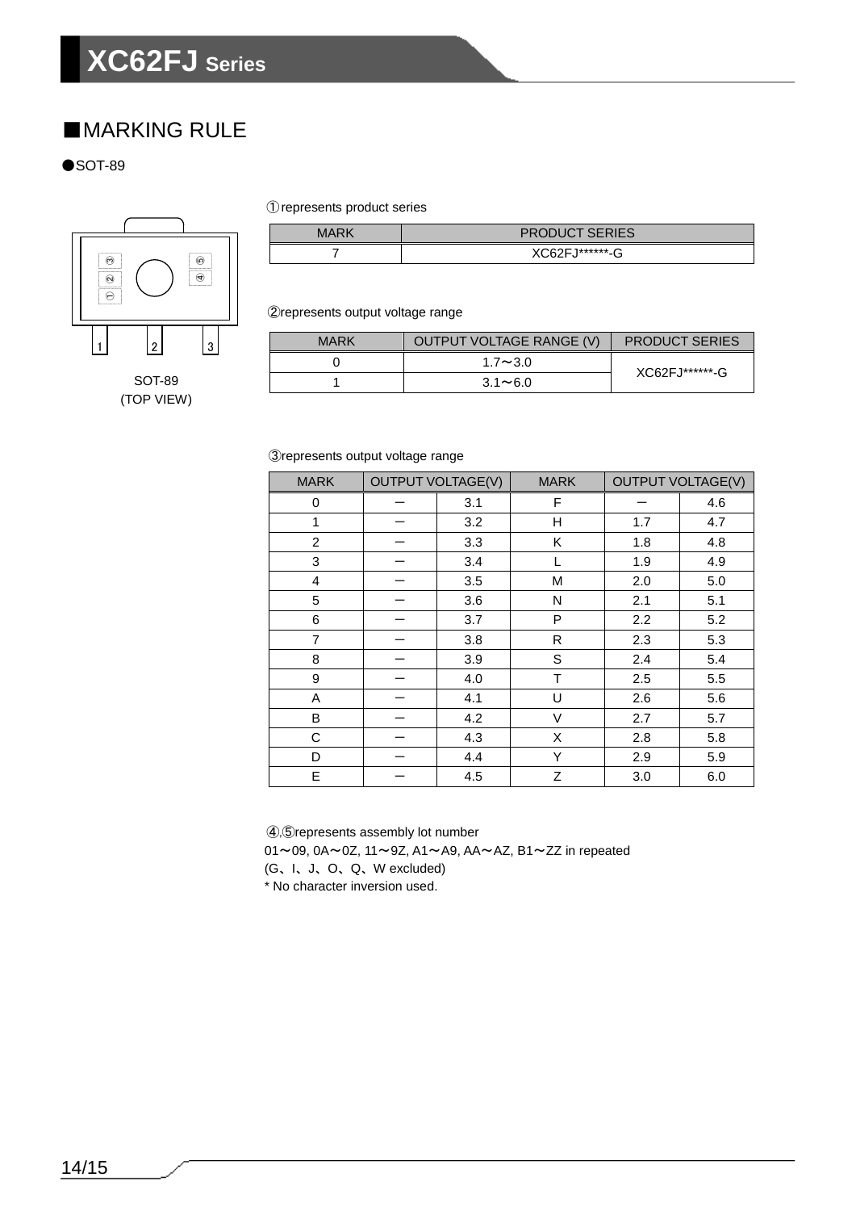## ■MARKING RULE

●SOT-89

SOT-89
(TOP VIEW)

①represents product series

| MARK | PRODUCT SERIES |
|---|---|
| 7 | XC62FJ******-G |

②represents output voltage range

| MARK | OUTPUT VOLTAGE RANGE (V) | PRODUCT SERIES |
|---|---|---|
| 0 | 1.7～3.0 | XC62FJ******-G |
| 1 | 3.1～6.0 | |

③represents output voltage range

| MARK | OUTPUT VOLTAGE(V) | | MARK | OUTPUT VOLTAGE(V) | |
|---|---|---|---|---|---|
| 0 | － | 3.1 | F | － | 4.6 |
| 1 | － | 3.2 | H | 1.7 | 4.7 |
| 2 | － | 3.3 | K | 1.8 | 4.8 |
| 3 | － | 3.4 | L | 1.9 | 4.9 |
| 4 | － | 3.5 | M | 2.0 | 5.0 |
| 5 | － | 3.6 | N | 2.1 | 5.1 |
| 6 | － | 3.7 | P | 2.2 | 5.2 |
| 7 | － | 3.8 | R | 2.3 | 5.3 |
| 8 | － | 3.9 | S | 2.4 | 5.4 |
| 9 | － | 4.0 | T | 2.5 | 5.5 |
| A | － | 4.1 | U | 2.6 | 5.6 |
| B | － | 4.2 | V | 2.7 | 5.7 |
| C | － | 4.3 | X | 2.8 | 5.8 |
| D | － | 4.4 | Y | 2.9 | 5.9 |
| E | － | 4.5 | Z | 3.0 | 6.0 |

④,⑤represents assembly lot number

01～09, 0A～0Z, 11～9Z, A1～A9, AA～AZ, B1～ZZ in repeated
(G、I、J、O、Q、W excluded)
* No character inversion used.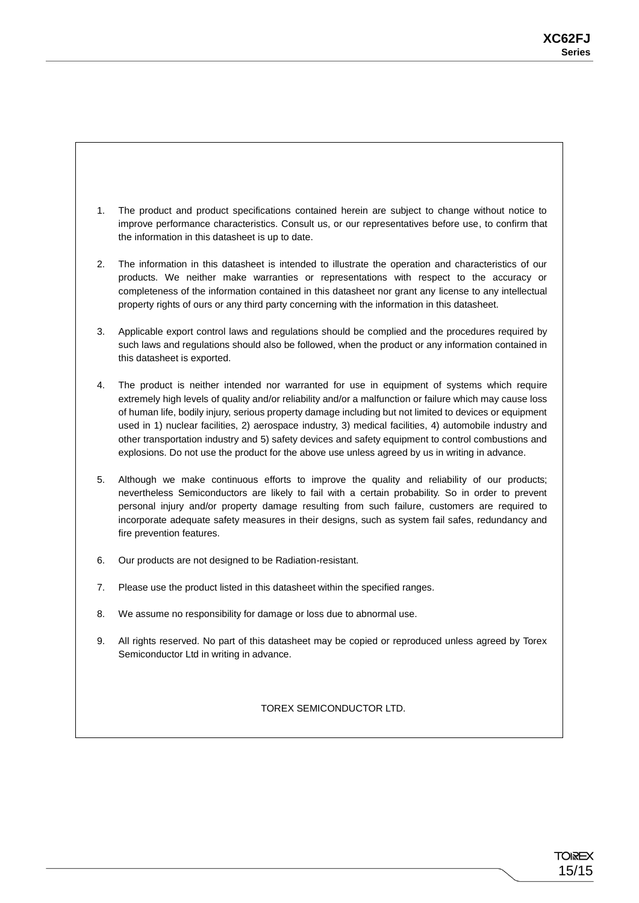1. The product and product specifications contained herein are subject to change without notice to improve performance characteristics. Consult us, or our representatives before use, to confirm that the information in this datasheet is up to date.

2. The information in this datasheet is intended to illustrate the operation and characteristics of our products. We neither make warranties or representations with respect to the accuracy or completeness of the information contained in this datasheet nor grant any license to any intellectual property rights of ours or any third party concerning with the information in this datasheet.

3. Applicable export control laws and regulations should be complied and the procedures required by such laws and regulations should also be followed, when the product or any information contained in this datasheet is exported.

4. The product is neither intended nor warranted for use in equipment of systems which require extremely high levels of quality and/or reliability and/or a malfunction or failure which may cause loss of human life, bodily injury, serious property damage including but not limited to devices or equipment used in 1) nuclear facilities, 2) aerospace industry, 3) medical facilities, 4) automobile industry and other transportation industry and 5) safety devices and safety equipment to control combustions and explosions. Do not use the product for the above use unless agreed by us in writing in advance.

5. Although we make continuous efforts to improve the quality and reliability of our products; nevertheless Semiconductors are likely to fail with a certain probability. So in order to prevent personal injury and/or property damage resulting from such failure, customers are required to incorporate adequate safety measures in their designs, such as system fail safes, redundancy and fire prevention features.

6. Our products are not designed to be Radiation-resistant.

7. Please use the product listed in this datasheet within the specified ranges.

8. We assume no responsibility for damage or loss due to abnormal use.

9. All rights reserved. No part of this datasheet may be copied or reproduced unless agreed by Torex Semiconductor Ltd in writing in advance.

TOREX SEMICONDUCTOR LTD.